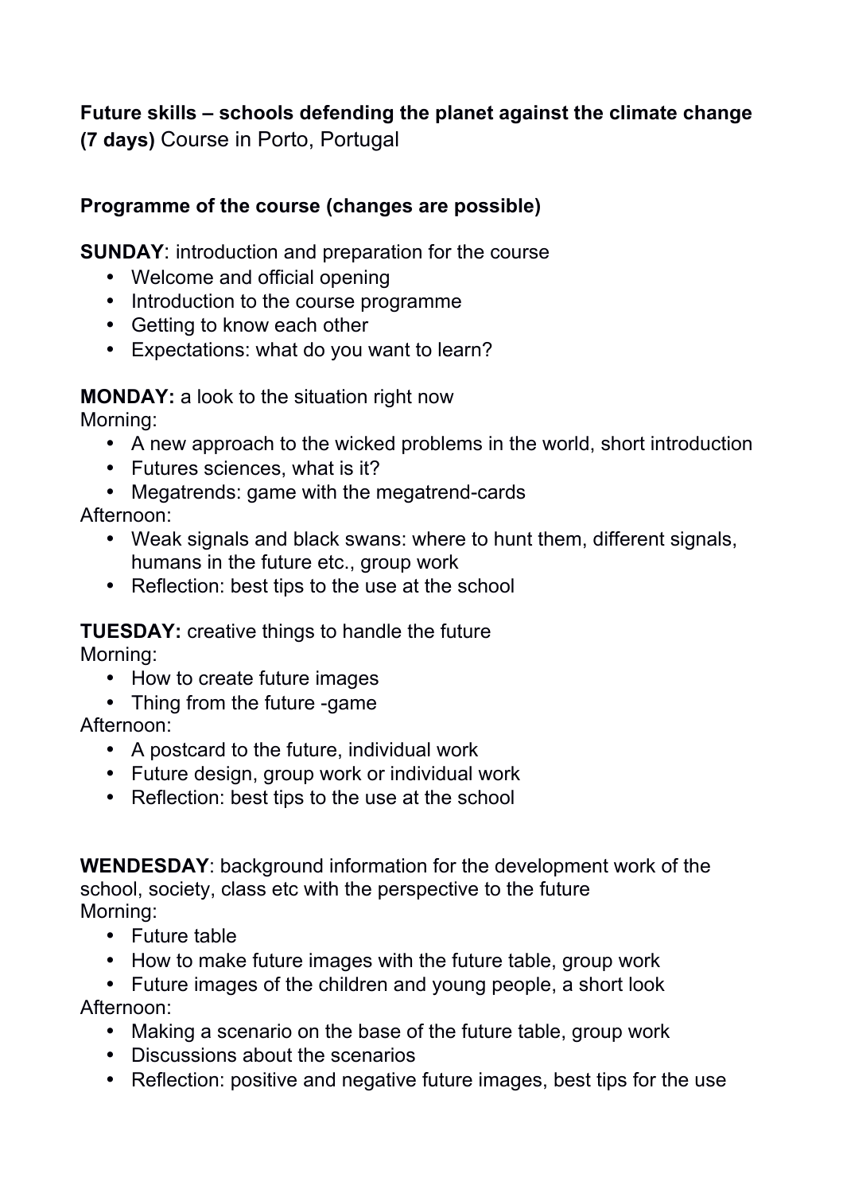**Future skills – schools defending the planet against the climate change (7 days)** Course in Porto, Portugal

**Programme of the course (changes are possible)**

**SUNDAY**: introduction and preparation for the course

- Welcome and official opening
- Introduction to the course programme
- Getting to know each other
- Expectations: what do you want to learn?

**MONDAY:** a look to the situation right now

Morning:

- A new approach to the wicked problems in the world, short introduction
- Futures sciences, what is it?
- Megatrends: game with the megatrend-cards

Afternoon:

- Weak signals and black swans: where to hunt them, different signals, humans in the future etc., group work
- Reflection: best tips to the use at the school

**TUESDAY:** creative things to handle the future

Morning:

- How to create future images
- Thing from the future -game

Afternoon:

- A postcard to the future, individual work
- Future design, group work or individual work
- Reflection: best tips to the use at the school

**WENDESDAY**: background information for the development work of the school, society, class etc with the perspective to the future

Morning:

- Future table
- How to make future images with the future table, group work
- Future images of the children and young people, a short look

Afternoon:

- Making a scenario on the base of the future table, group work
- Discussions about the scenarios
- Reflection: positive and negative future images, best tips for the use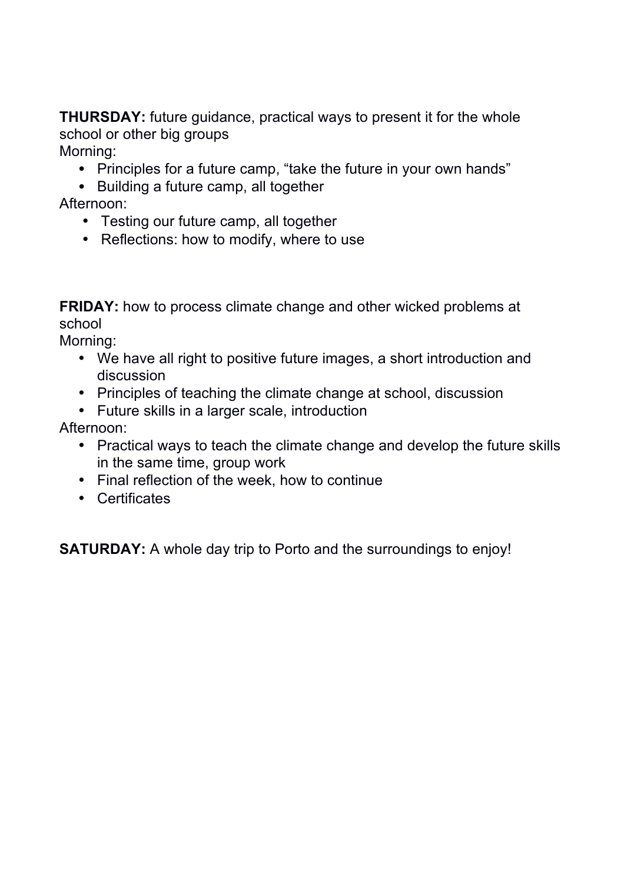**THURSDAY:** future guidance, practical ways to present it for the whole school or other big groups

Morning:

- Principles for a future camp, "take the future in your own hands"
- Building a future camp, all together

Afternoon:

- Testing our future camp, all together
- Reflections: how to modify, where to use

**FRIDAY:** how to process climate change and other wicked problems at school

Morning:

- We have all right to positive future images, a short introduction and discussion
- Principles of teaching the climate change at school, discussion
- Future skills in a larger scale, introduction

Afternoon:

- Practical ways to teach the climate change and develop the future skills in the same time, group work
- Final reflection of the week, how to continue
- Certificates

**SATURDAY:** A whole day trip to Porto and the surroundings to enjoy!